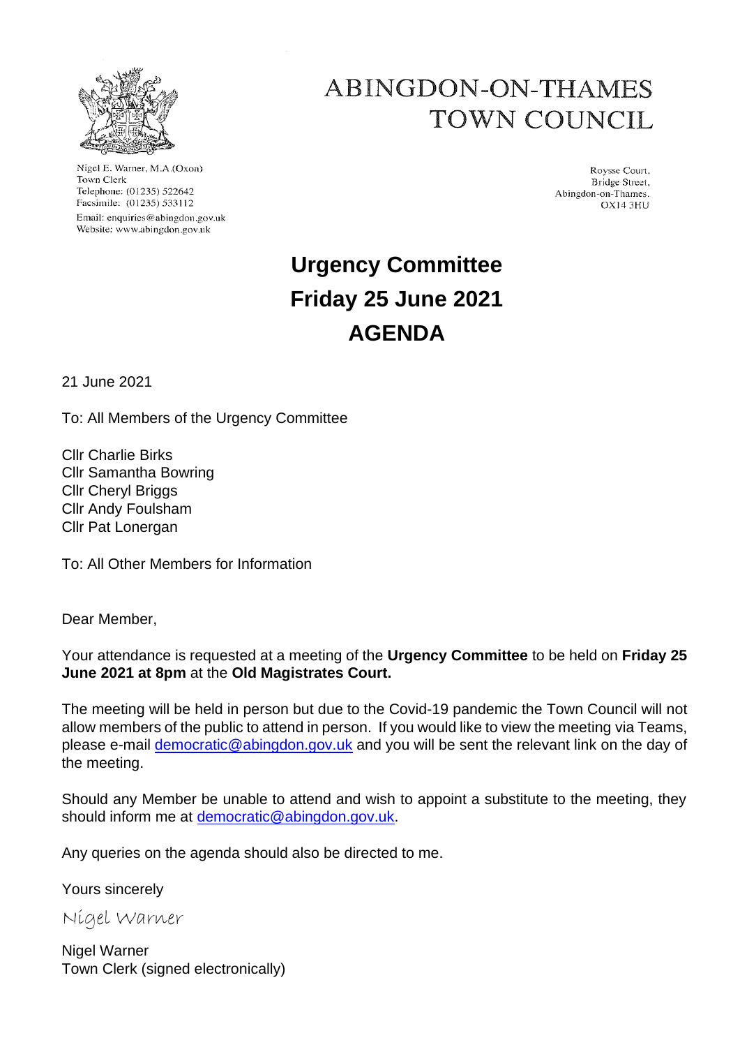# ABINGDON-ON-THAMES TOWN COUNCIL

Nigel E. Warner, M.A.(Oxon)
Town Clerk
Telephone: (01235) 522642
Facsimile: (01235) 533112
Email: enquiries@abingdon.gov.uk
Website: www.abingdon.gov.uk

Roysse Court,
Bridge Street,
Abingdon-on-Thames.
OX14 3HU

## Urgency Committee
## Friday 25 June 2021
## AGENDA

21 June 2021

To: All Members of the Urgency Committee

Cllr Charlie Birks
Cllr Samantha Bowring
Cllr Cheryl Briggs
Cllr Andy Foulsham
Cllr Pat Lonergan

To: All Other Members for Information

Dear Member,

Your attendance is requested at a meeting of the **Urgency Committee** to be held on **Friday 25 June 2021 at 8pm** at the **Old Magistrates Court.**

The meeting will be held in person but due to the Covid-19 pandemic the Town Council will not allow members of the public to attend in person. If you would like to view the meeting via Teams, please e-mail democratic@abingdon.gov.uk and you will be sent the relevant link on the day of the meeting.

Should any Member be unable to attend and wish to appoint a substitute to the meeting, they should inform me at democratic@abingdon.gov.uk.

Any queries on the agenda should also be directed to me.

Yours sincerely

*Nigel Warner*

Nigel Warner
Town Clerk (signed electronically)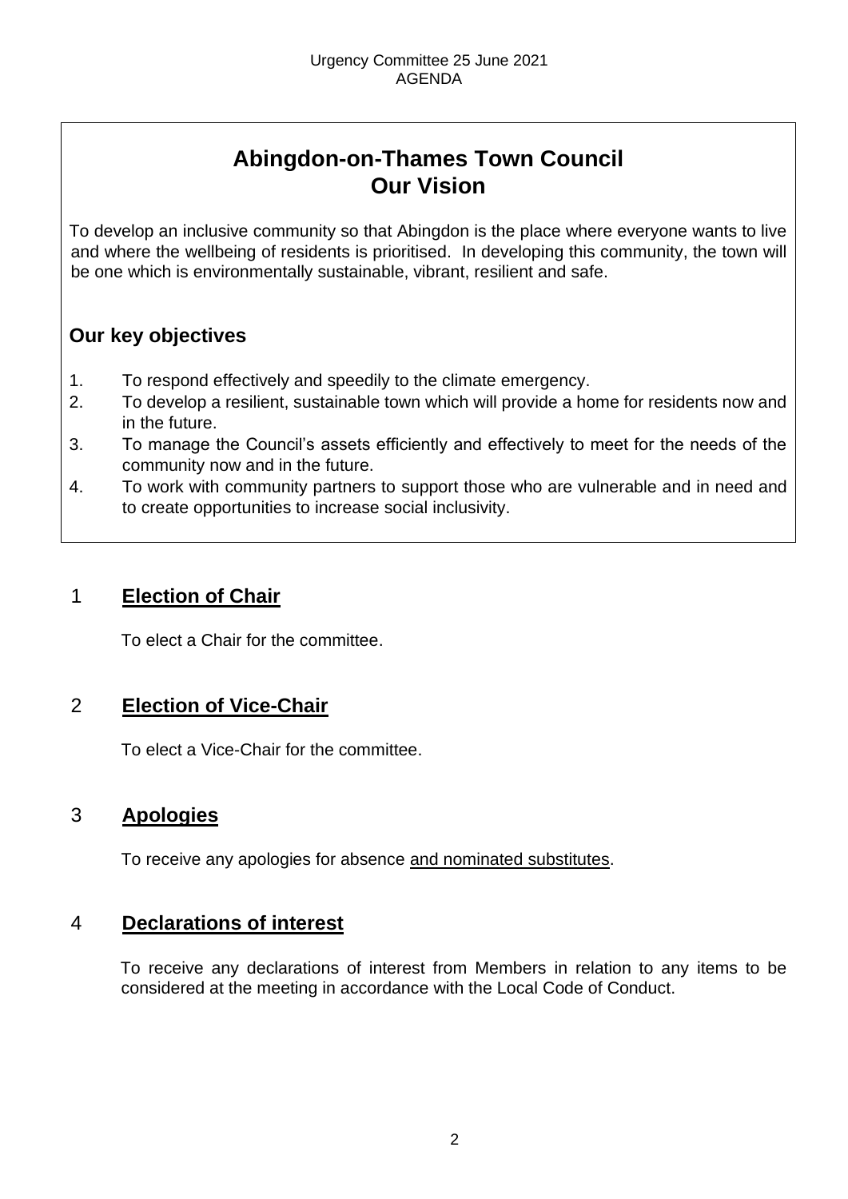# Abingdon-on-Thames Town Council
# Our Vision

To develop an inclusive community so that Abingdon is the place where everyone wants to live and where the wellbeing of residents is prioritised. In developing this community, the town will be one which is environmentally sustainable, vibrant, resilient and safe.

## Our key objectives

1. To respond effectively and speedily to the climate emergency.
2. To develop a resilient, sustainable town which will provide a home for residents now and in the future.
3. To manage the Council's assets efficiently and effectively to meet for the needs of the community now and in the future.
4. To work with community partners to support those who are vulnerable and in need and to create opportunities to increase social inclusivity.

## 1 Election of Chair

To elect a Chair for the committee.

## 2 Election of Vice-Chair

To elect a Vice-Chair for the committee.

## 3 Apologies

To receive any apologies for absence and nominated substitutes.

## 4 Declarations of interest

To receive any declarations of interest from Members in relation to any items to be considered at the meeting in accordance with the Local Code of Conduct.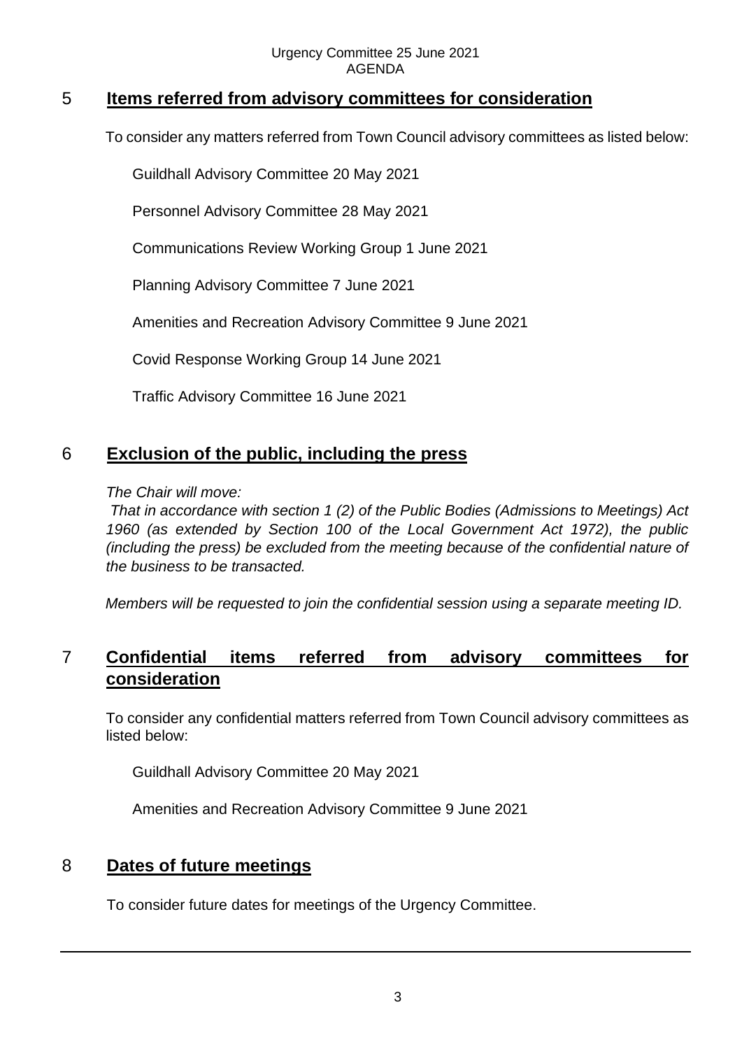## 5 Items referred from advisory committees for consideration

To consider any matters referred from Town Council advisory committees as listed below:

Guildhall Advisory Committee 20 May 2021

Personnel Advisory Committee 28 May 2021

Communications Review Working Group 1 June 2021

Planning Advisory Committee 7 June 2021

Amenities and Recreation Advisory Committee 9 June 2021

Covid Response Working Group 14 June 2021

Traffic Advisory Committee 16 June 2021

## 6 Exclusion of the public, including the press

*The Chair will move:*

*That in accordance with section 1 (2) of the Public Bodies (Admissions to Meetings) Act 1960 (as extended by Section 100 of the Local Government Act 1972), the public (including the press) be excluded from the meeting because of the confidential nature of the business to be transacted.*

*Members will be requested to join the confidential session using a separate meeting ID.*

## 7 Confidential items referred from advisory committees for consideration

To consider any confidential matters referred from Town Council advisory committees as listed below:

Guildhall Advisory Committee 20 May 2021

Amenities and Recreation Advisory Committee 9 June 2021

## 8 Dates of future meetings

To consider future dates for meetings of the Urgency Committee.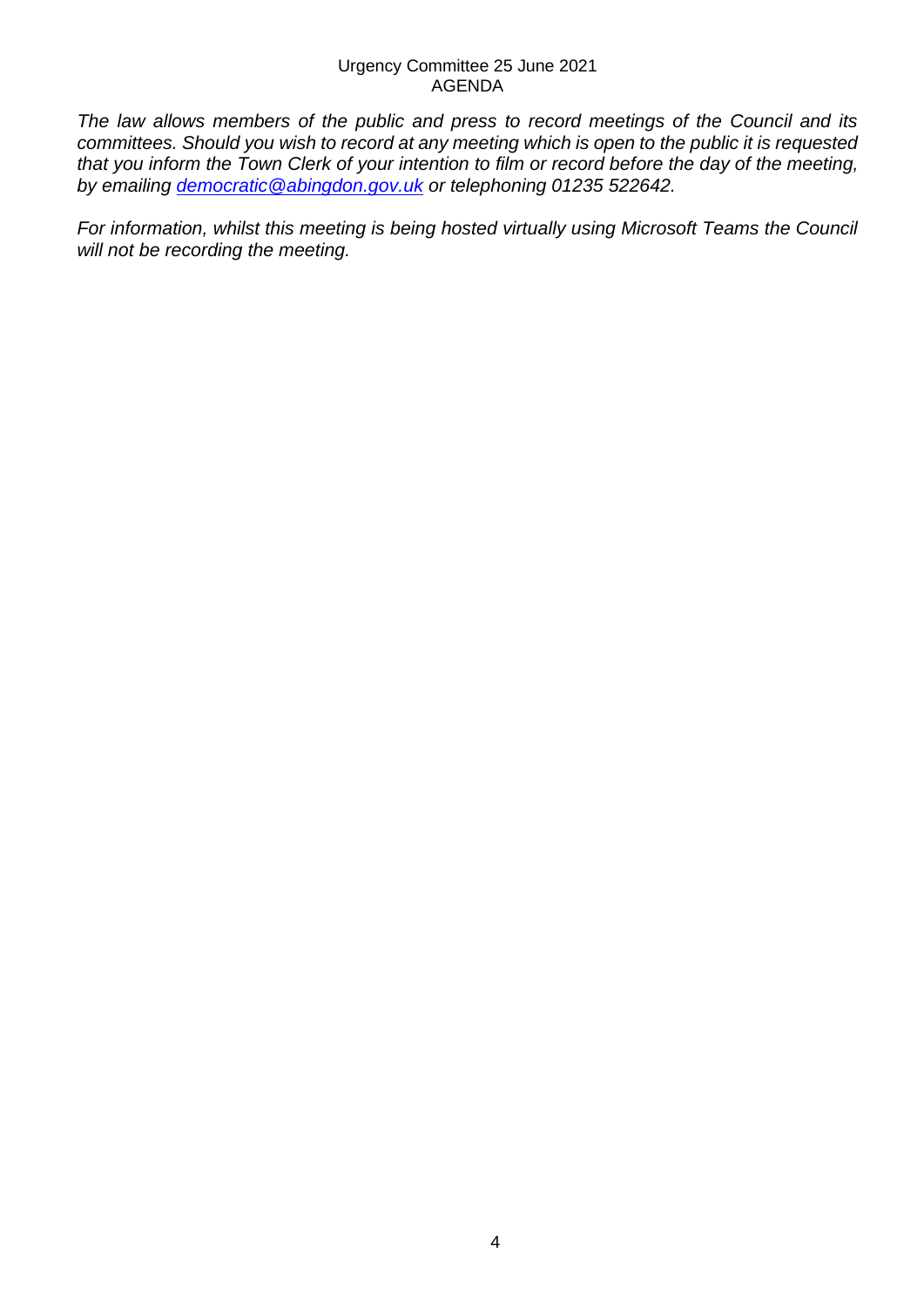*The law allows members of the public and press to record meetings of the Council and its committees. Should you wish to record at any meeting which is open to the public it is requested that you inform the Town Clerk of your intention to film or record before the day of the meeting, by emailing [democratic@abingdon.gov.uk](mailto:democratic@abingdon.gov.uk) or telephoning 01235 522642.*

*For information, whilst this meeting is being hosted virtually using Microsoft Teams the Council will not be recording the meeting.*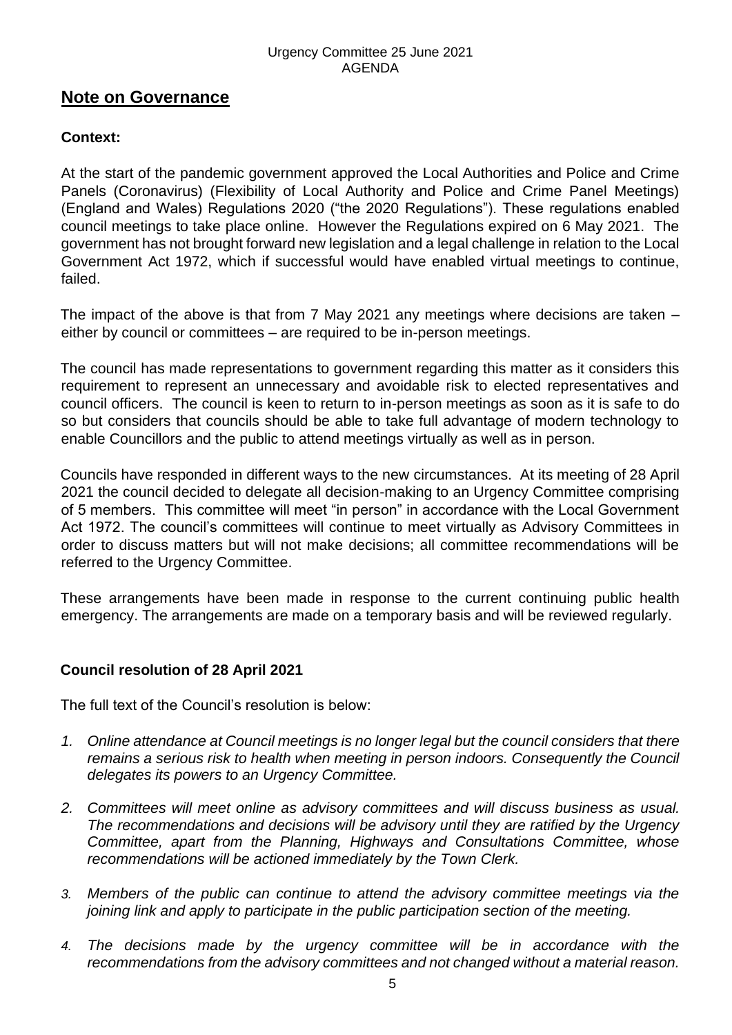## Note on Governance

**Context:**

At the start of the pandemic government approved the Local Authorities and Police and Crime Panels (Coronavirus) (Flexibility of Local Authority and Police and Crime Panel Meetings) (England and Wales) Regulations 2020 ("the 2020 Regulations"). These regulations enabled council meetings to take place online. However the Regulations expired on 6 May 2021. The government has not brought forward new legislation and a legal challenge in relation to the Local Government Act 1972, which if successful would have enabled virtual meetings to continue, failed.

The impact of the above is that from 7 May 2021 any meetings where decisions are taken – either by council or committees – are required to be in-person meetings.

The council has made representations to government regarding this matter as it considers this requirement to represent an unnecessary and avoidable risk to elected representatives and council officers. The council is keen to return to in-person meetings as soon as it is safe to do so but considers that councils should be able to take full advantage of modern technology to enable Councillors and the public to attend meetings virtually as well as in person.

Councils have responded in different ways to the new circumstances. At its meeting of 28 April 2021 the council decided to delegate all decision-making to an Urgency Committee comprising of 5 members. This committee will meet "in person" in accordance with the Local Government Act 1972. The council's committees will continue to meet virtually as Advisory Committees in order to discuss matters but will not make decisions; all committee recommendations will be referred to the Urgency Committee.

These arrangements have been made in response to the current continuing public health emergency. The arrangements are made on a temporary basis and will be reviewed regularly.

**Council resolution of 28 April 2021**

The full text of the Council's resolution is below:

1. *Online attendance at Council meetings is no longer legal but the council considers that there remains a serious risk to health when meeting in person indoors. Consequently the Council delegates its powers to an Urgency Committee.*
2. *Committees will meet online as advisory committees and will discuss business as usual. The recommendations and decisions will be advisory until they are ratified by the Urgency Committee, apart from the Planning, Highways and Consultations Committee, whose recommendations will be actioned immediately by the Town Clerk.*
3. *Members of the public can continue to attend the advisory committee meetings via the joining link and apply to participate in the public participation section of the meeting.*
4. *The decisions made by the urgency committee will be in accordance with the recommendations from the advisory committees and not changed without a material reason.*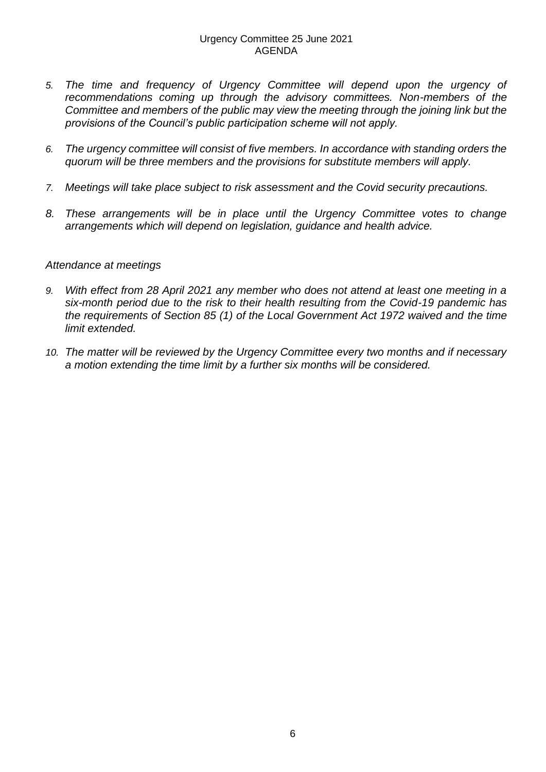*5. The time and frequency of Urgency Committee will depend upon the urgency of recommendations coming up through the advisory committees. Non-members of the Committee and members of the public may view the meeting through the joining link but the provisions of the Council's public participation scheme will not apply.*

*6. The urgency committee will consist of five members. In accordance with standing orders the quorum will be three members and the provisions for substitute members will apply.*

*7. Meetings will take place subject to risk assessment and the Covid security precautions.*

*8. These arrangements will be in place until the Urgency Committee votes to change arrangements which will depend on legislation, guidance and health advice.*

*Attendance at meetings*

*9. With effect from 28 April 2021 any member who does not attend at least one meeting in a six-month period due to the risk to their health resulting from the Covid-19 pandemic has the requirements of Section 85 (1) of the Local Government Act 1972 waived and the time limit extended.*

*10. The matter will be reviewed by the Urgency Committee every two months and if necessary a motion extending the time limit by a further six months will be considered.*